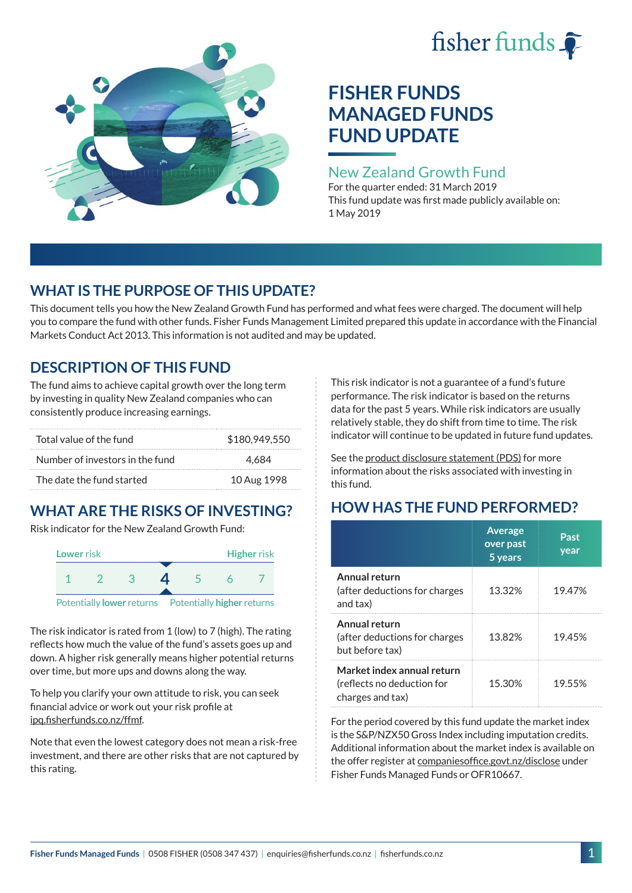# FISHER FUNDS MANAGED FUNDS FUND UPDATE

## New Zealand Growth Fund

For the quarter ended: 31 March 2019

This fund update was first made publicly available on: 1 May 2019

## WHAT IS THE PURPOSE OF THIS UPDATE?

This document tells you how the New Zealand Growth Fund has performed and what fees were charged. The document will help you to compare the fund with other funds. Fisher Funds Management Limited prepared this update in accordance with the Financial Markets Conduct Act 2013. This information is not audited and may be updated.

## DESCRIPTION OF THIS FUND

The fund aims to achieve capital growth over the long term by investing in quality New Zealand companies who can consistently produce increasing earnings.

| | |
|---|---|
| Total value of the fund | $180,949,550 |
| Number of investors in the fund | 4,684 |
| The date the fund started | 10 Aug 1998 |

## WHAT ARE THE RISKS OF INVESTING?

Risk indicator for the New Zealand Growth Fund:

| Lower risk | | | | | | Higher risk |
|---|---|---|---|---|---|---|
| 1 | 2 | 3 | **4** | 5 | 6 | 7 |
| Potentially lower returns | | | | | | Potentially higher returns |

The risk indicator is rated from 1 (low) to 7 (high). The rating reflects how much the value of the fund's assets goes up and down. A higher risk generally means higher potential returns over time, but more ups and downs along the way.

To help you clarify your own attitude to risk, you can seek financial advice or work out your risk profile at ipq.fisherfunds.co.nz/ffmf.

Note that even the lowest category does not mean a risk-free investment, and there are other risks that are not captured by this rating.

This risk indicator is not a guarantee of a fund's future performance. The risk indicator is based on the returns data for the past 5 years. While risk indicators are usually relatively stable, they do shift from time to time. The risk indicator will continue to be updated in future fund updates.

See the product disclosure statement (PDS) for more information about the risks associated with investing in this fund.

## HOW HAS THE FUND PERFORMED?

| | Average over past 5 years | Past year |
|---|---|---|
| **Annual return** (after deductions for charges and tax) | 13.32% | 19.47% |
| **Annual return** (after deductions for charges but before tax) | 13.82% | 19.45% |
| **Market index annual return** (reflects no deduction for charges and tax) | 15.30% | 19.55% |

For the period covered by this fund update the market index is the S&P/NZX50 Gross Index including imputation credits. Additional information about the market index is available on the offer register at companiesoffice.govt.nz/disclose under Fisher Funds Managed Funds or OFR10667.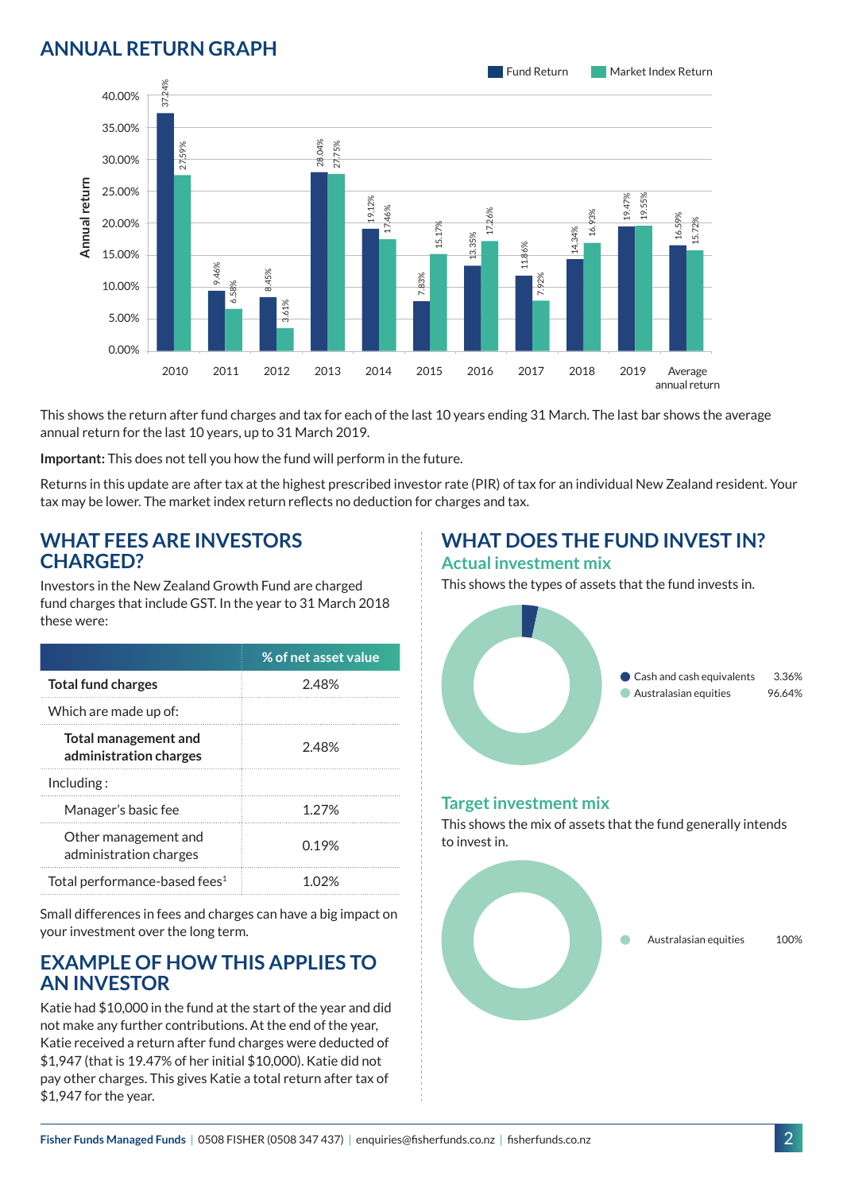## ANNUAL RETURN GRAPH

| Year | Fund Return | Market Index Return |
|---|---|---|
| 2010 | 37.24% | 27.59% |
| 2011 | 9.46% | 6.58% |
| 2012 | 8.45% | 3.61% |
| 2013 | 28.04% | 27.75% |
| 2014 | 19.12% | 17.46% |
| 2015 | 7.83% | 15.17% |
| 2016 | 13.35% | 17.26% |
| 2017 | 11.86% | 7.92% |
| 2018 | 14.34% | 16.93% |
| 2019 | 19.47% | 19.55% |
| Average annual return | 16.59% | 15.72% |

This shows the return after fund charges and tax for each of the last 10 years ending 31 March. The last bar shows the average annual return for the last 10 years, up to 31 March 2019.

**Important:** This does not tell you how the fund will perform in the future.

Returns in this update are after tax at the highest prescribed investor rate (PIR) of tax for an individual New Zealand resident. Your tax may be lower. The market index return reflects no deduction for charges and tax.

## WHAT FEES ARE INVESTORS CHARGED?

Investors in the New Zealand Growth Fund are charged fund charges that include GST. In the year to 31 March 2018 these were:

| | % of net asset value |
|---|---|
| **Total fund charges** | 2.48% |
| Which are made up of: | |
| **Total management and administration charges** | 2.48% |
| Including : | |
| Manager's basic fee | 1.27% |
| Other management and administration charges | 0.19% |
| Total performance-based fees[1] | 1.02% |

Small differences in fees and charges can have a big impact on your investment over the long term.

## EXAMPLE OF HOW THIS APPLIES TO AN INVESTOR

Katie had $10,000 in the fund at the start of the year and did not make any further contributions. At the end of the year, Katie received a return after fund charges were deducted of $1,947 (that is 19.47% of her initial $10,000). Katie did not pay other charges. This gives Katie a total return after tax of $1,947 for the year.

## WHAT DOES THE FUND INVEST IN?

### Actual investment mix

This shows the types of assets that the fund invests in.

| Asset | % |
|---|---|
| Cash and cash equivalents | 3.36% |
| Australasian equities | 96.64% |

### Target investment mix

This shows the mix of assets that the fund generally intends to invest in.

| Asset | % |
|---|---|
| Australasian equities | 100% |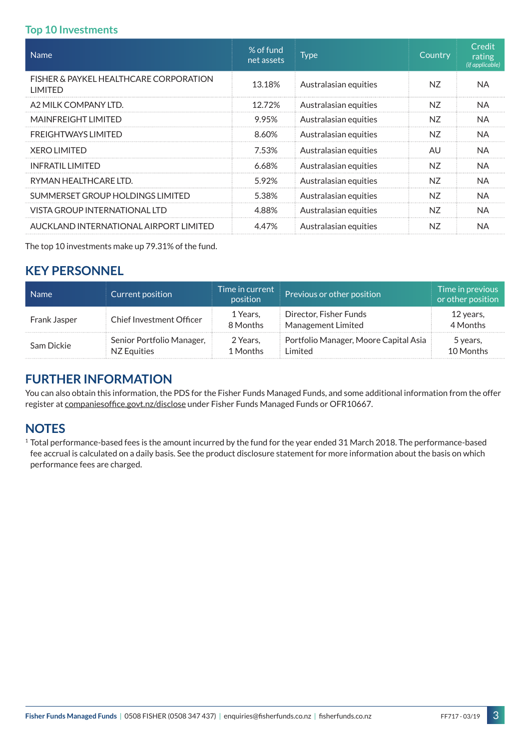## Top 10 Investments

| Name | % of fund net assets | Type | Country | Credit rating *(if applicable)* |
|---|---|---|---|---|
| FISHER & PAYKEL HEALTHCARE CORPORATION LIMITED | 13.18% | Australasian equities | NZ | NA |
| A2 MILK COMPANY LTD. | 12.72% | Australasian equities | NZ | NA |
| MAINFREIGHT LIMITED | 9.95% | Australasian equities | NZ | NA |
| FREIGHTWAYS LIMITED | 8.60% | Australasian equities | NZ | NA |
| XERO LIMITED | 7.53% | Australasian equities | AU | NA |
| INFRATIL LIMITED | 6.68% | Australasian equities | NZ | NA |
| RYMAN HEALTHCARE LTD. | 5.92% | Australasian equities | NZ | NA |
| SUMMERSET GROUP HOLDINGS LIMITED | 5.38% | Australasian equities | NZ | NA |
| VISTA GROUP INTERNATIONAL LTD | 4.88% | Australasian equities | NZ | NA |
| AUCKLAND INTERNATIONAL AIRPORT LIMITED | 4.47% | Australasian equities | NZ | NA |

The top 10 investments make up 79.31% of the fund.

## KEY PERSONNEL

| Name | Current position | Time in current position | Previous or other position | Time in previous or other position |
|---|---|---|---|---|
| Frank Jasper | Chief Investment Officer | 1 Years, 8 Months | Director, Fisher Funds Management Limited | 12 years, 4 Months |
| Sam Dickie | Senior Portfolio Manager, NZ Equities | 2 Years, 1 Months | Portfolio Manager, Moore Capital Asia Limited | 5 years, 10 Months |

## FURTHER INFORMATION

You can also obtain this information, the PDS for the Fisher Funds Managed Funds, and some additional information from the offer register at companiesoffice.govt.nz/disclose under Fisher Funds Managed Funds or OFR10667.

## NOTES

[1] Total performance-based fees is the amount incurred by the fund for the year ended 31 March 2018. The performance-based fee accrual is calculated on a daily basis. See the product disclosure statement for more information about the basis on which performance fees are charged.